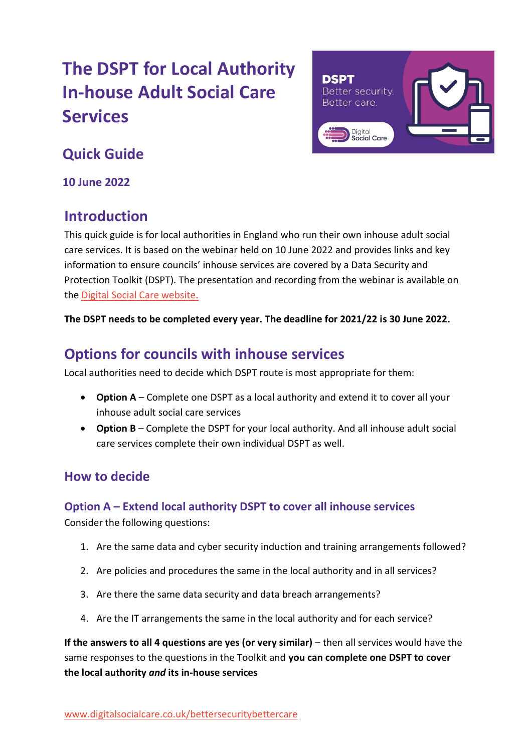# The DSPT for Local Authority In-house Adult Social Care Services

## Quick Guide

**10 June 2022**

## Introduction

This quick guide is for local authorities in England who run their own inhouse adult social care services. It is based on the webinar held on 10 June 2022 and provides links and key information to ensure councils' inhouse services are covered by a Data Security and Protection Toolkit (DSPT). The presentation and recording from the webinar is available on the Digital Social Care website.

**The DSPT needs to be completed every year. The deadline for 2021/22 is 30 June 2022.**

## Options for councils with inhouse services

Local authorities need to decide which DSPT route is most appropriate for them:

- **Option A** – Complete one DSPT as a local authority and extend it to cover all your inhouse adult social care services
- **Option B** – Complete the DSPT for your local authority. And all inhouse adult social care services complete their own individual DSPT as well.

### How to decide

#### Option A – Extend local authority DSPT to cover all inhouse services

Consider the following questions:

1. Are the same data and cyber security induction and training arrangements followed?
2. Are policies and procedures the same in the local authority and in all services?
3. Are there the same data security and data breach arrangements?
4. Are the IT arrangements the same in the local authority and for each service?

**If the answers to all 4 questions are yes (or very similar)** – then all services would have the same responses to the questions in the Toolkit and **you can complete one DSPT to cover the local authority *and* its in-house services**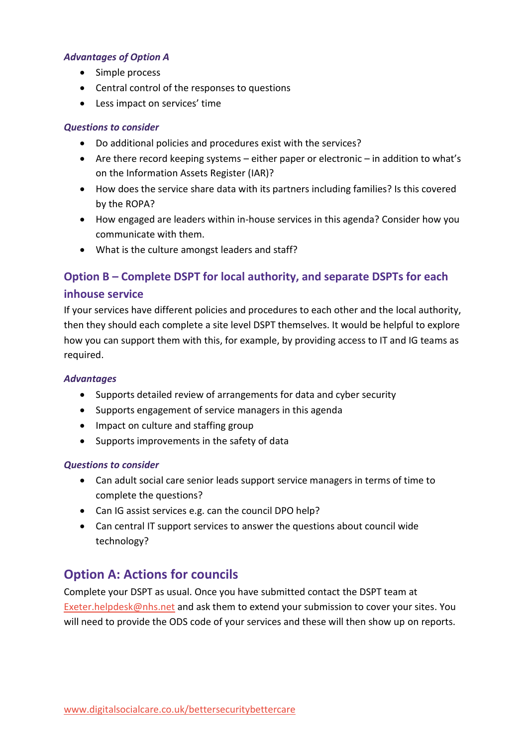#### *Advantages of Option A*

- Simple process
- Central control of the responses to questions
- Less impact on services' time

#### *Questions to consider*

- Do additional policies and procedures exist with the services?
- Are there record keeping systems – either paper or electronic – in addition to what's on the Information Assets Register (IAR)?
- How does the service share data with its partners including families? Is this covered by the ROPA?
- How engaged are leaders within in-house services in this agenda? Consider how you communicate with them.
- What is the culture amongst leaders and staff?

### Option B – Complete DSPT for local authority, and separate DSPTs for each inhouse service

If your services have different policies and procedures to each other and the local authority, then they should each complete a site level DSPT themselves. It would be helpful to explore how you can support them with this, for example, by providing access to IT and IG teams as required.

#### *Advantages*

- Supports detailed review of arrangements for data and cyber security
- Supports engagement of service managers in this agenda
- Impact on culture and staffing group
- Supports improvements in the safety of data

#### *Questions to consider*

- Can adult social care senior leads support service managers in terms of time to complete the questions?
- Can IG assist services e.g. can the council DPO help?
- Can central IT support services to answer the questions about council wide technology?

## Option A: Actions for councils

Complete your DSPT as usual. Once you have submitted contact the DSPT team at Exeter.helpdesk@nhs.net and ask them to extend your submission to cover your sites. You will need to provide the ODS code of your services and these will then show up on reports.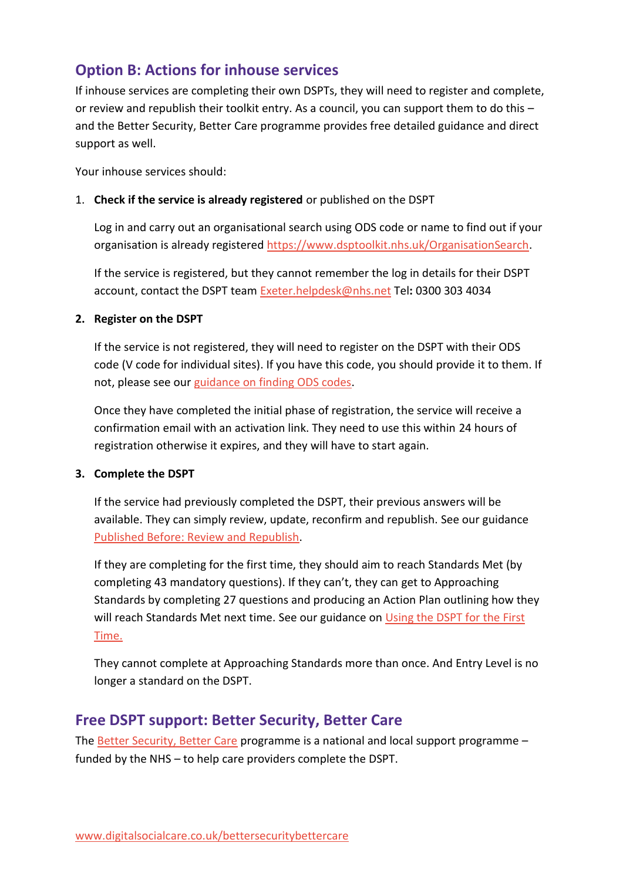## Option B: Actions for inhouse services

If inhouse services are completing their own DSPTs, they will need to register and complete, or review and republish their toolkit entry. As a council, you can support them to do this – and the Better Security, Better Care programme provides free detailed guidance and direct support as well.

Your inhouse services should:

1. **Check if the service is already registered** or published on the DSPT

   Log in and carry out an organisational search using ODS code or name to find out if your organisation is already registered https://www.dsptoolkit.nhs.uk/OrganisationSearch.

   If the service is registered, but they cannot remember the log in details for their DSPT account, contact the DSPT team Exeter.helpdesk@nhs.net Tel**:** 0300 303 4034

2. **Register on the DSPT**

   If the service is not registered, they will need to register on the DSPT with their ODS code (V code for individual sites). If you have this code, you should provide it to them. If not, please see our guidance on finding ODS codes.

   Once they have completed the initial phase of registration, the service will receive a confirmation email with an activation link. They need to use this within 24 hours of registration otherwise it expires, and they will have to start again.

3. **Complete the DSPT**

   If the service had previously completed the DSPT, their previous answers will be available. They can simply review, update, reconfirm and republish. See our guidance Published Before: Review and Republish.

   If they are completing for the first time, they should aim to reach Standards Met (by completing 43 mandatory questions). If they can't, they can get to Approaching Standards by completing 27 questions and producing an Action Plan outlining how they will reach Standards Met next time. See our guidance on Using the DSPT for the First Time.

   They cannot complete at Approaching Standards more than once. And Entry Level is no longer a standard on the DSPT.

## Free DSPT support: Better Security, Better Care

The Better Security, Better Care programme is a national and local support programme – funded by the NHS – to help care providers complete the DSPT.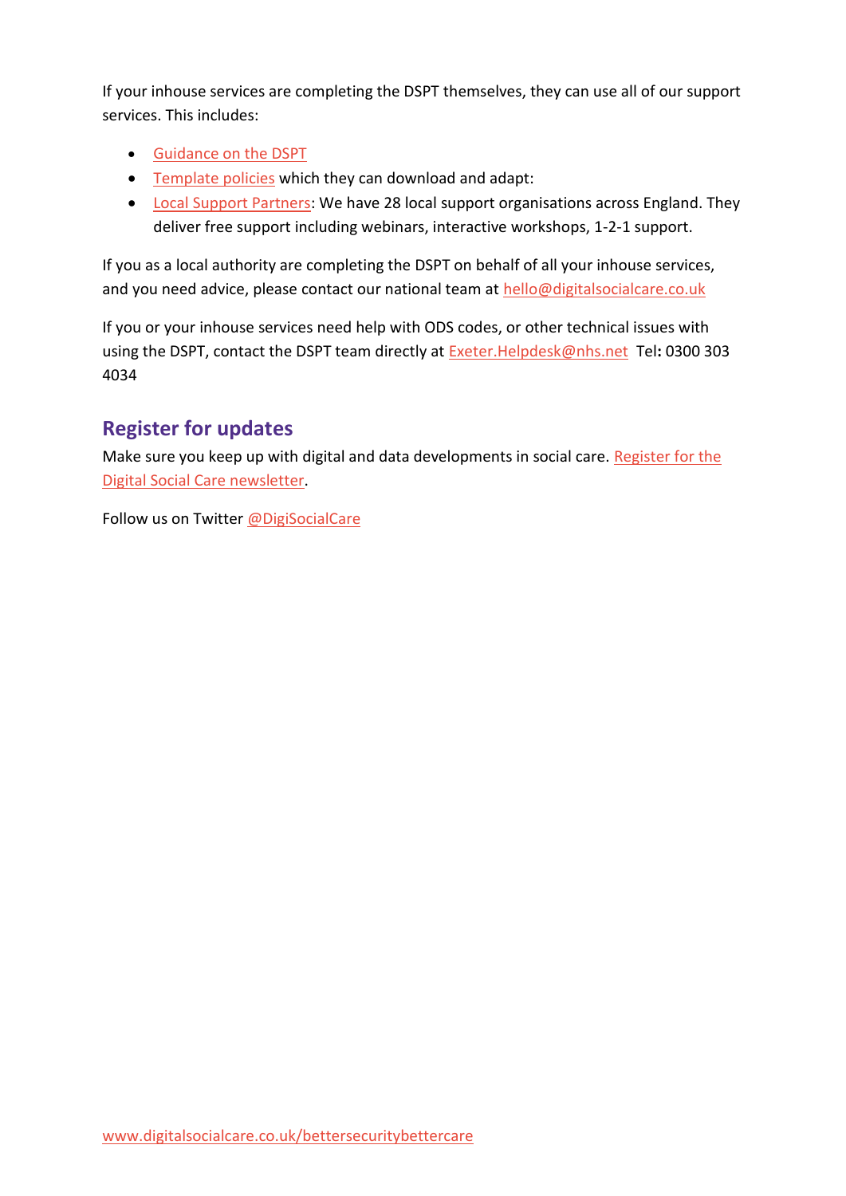If your inhouse services are completing the DSPT themselves, they can use all of our support services. This includes:

- Guidance on the DSPT
- Template policies which they can download and adapt:
- Local Support Partners: We have 28 local support organisations across England. They deliver free support including webinars, interactive workshops, 1-2-1 support.

If you as a local authority are completing the DSPT on behalf of all your inhouse services, and you need advice, please contact our national team at hello@digitalsocialcare.co.uk

If you or your inhouse services need help with ODS codes, or other technical issues with using the DSPT, contact the DSPT team directly at Exeter.Helpdesk@nhs.net Tel**:** 0300 303 4034

## Register for updates

Make sure you keep up with digital and data developments in social care. Register for the Digital Social Care newsletter.

Follow us on Twitter @DigiSocialCare